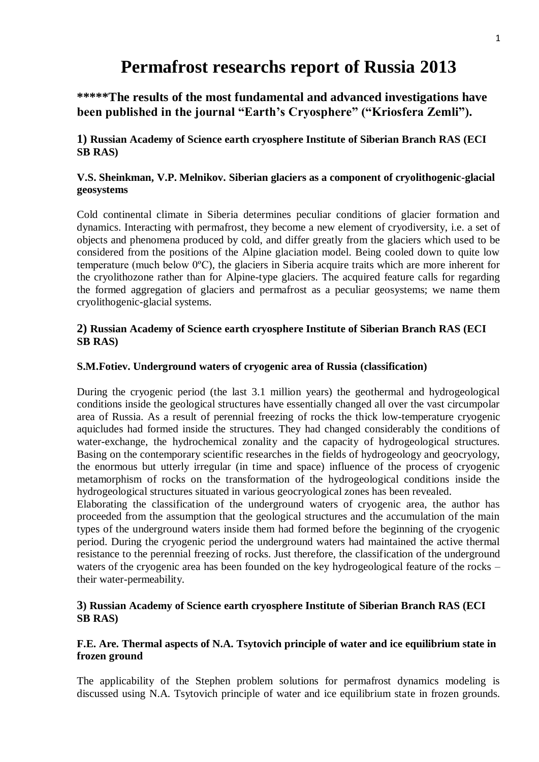# Permafrost researchs report of Russia 2013

## *****The results of the most fundamental and advanced investigations have been published in the journal "Earth's Cryosphere" ("Kriosfera Zemli").

**1) Russian Academy of Science earth cryosphere Institute of Siberian Branch RAS (ECI SB RAS)**

**V.S. Sheinkman, V.P. Melnikov. Siberian glaciers as a component of cryolithogenic-glacial geosystems**

Cold continental climate in Siberia determines peculiar conditions of glacier formation and dynamics. Interacting with permafrost, they become a new element of cryodiversity, i.e. a set of objects and phenomena produced by cold, and differ greatly from the glaciers which used to be considered from the positions of the Alpine glaciation model. Being cooled down to quite low temperature (much below 0ºC), the glaciers in Siberia acquire traits which are more inherent for the cryolithozone rather than for Alpine-type glaciers. The acquired feature calls for regarding the formed aggregation of glaciers and permafrost as a peculiar geosystems; we name them cryolithogenic-glacial systems.

**2) Russian Academy of Science earth cryosphere Institute of Siberian Branch RAS (ECI SB RAS)**

**S.M.Fotiev. Underground waters of cryogenic area of Russia (classification)**

During the cryogenic period (the last 3.1 million years) the geothermal and hydrogeological conditions inside the geological structures have essentially changed all over the vast circumpolar area of Russia. As a result of perennial freezing of rocks the thick low-temperature cryogenic aquicludes had formed inside the structures. They had changed considerably the conditions of water-exchange, the hydrochemical zonality and the capacity of hydrogeological structures. Basing on the contemporary scientific researches in the fields of hydrogeology and geocryology, the enormous but utterly irregular (in time and space) influence of the process of cryogenic metamorphism of rocks on the transformation of the hydrogeological conditions inside the hydrogeological structures situated in various geocryological zones has been revealed.

Elaborating the classification of the underground waters of cryogenic area, the author has proceeded from the assumption that the geological structures and the accumulation of the main types of the underground waters inside them had formed before the beginning of the cryogenic period. During the cryogenic period the underground waters had maintained the active thermal resistance to the perennial freezing of rocks. Just therefore, the classification of the underground waters of the cryogenic area has been founded on the key hydrogeological feature of the rocks – their water-permeability.

**3) Russian Academy of Science earth cryosphere Institute of Siberian Branch RAS (ECI SB RAS)**

**F.E. Are. Thermal aspects of N.A. Tsytovich principle of water and ice equilibrium state in frozen ground**

The applicability of the Stephen problem solutions for permafrost dynamics modeling is discussed using N.A. Tsytovich principle of water and ice equilibrium state in frozen grounds.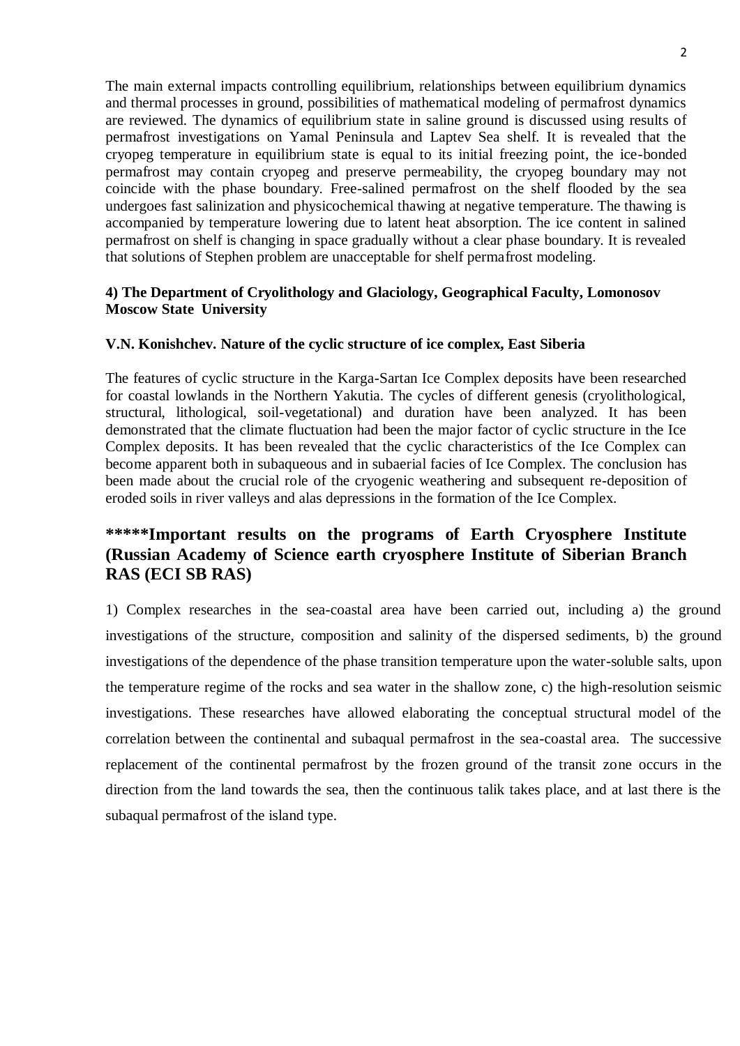The main external impacts controlling equilibrium, relationships between equilibrium dynamics and thermal processes in ground, possibilities of mathematical modeling of permafrost dynamics are reviewed. The dynamics of equilibrium state in saline ground is discussed using results of permafrost investigations on Yamal Peninsula and Laptev Sea shelf. It is revealed that the cryopeg temperature in equilibrium state is equal to its initial freezing point, the ice-bonded permafrost may contain cryopeg and preserve permeability, the cryopeg boundary may not coincide with the phase boundary. Free-salined permafrost on the shelf flooded by the sea undergoes fast salinization and physicochemical thawing at negative temperature. The thawing is accompanied by temperature lowering due to latent heat absorption. The ice content in salined permafrost on shelf is changing in space gradually without a clear phase boundary. It is revealed that solutions of Stephen problem are unacceptable for shelf permafrost modeling.

**4) The Department of Cryolithology and Glaciology, Geographical Faculty, Lomonosov Moscow State University**

**V.N. Konishchev. Nature of the cyclic structure of ice complex, East Siberia**

The features of cyclic structure in the Karga-Sartan Ice Complex deposits have been researched for coastal lowlands in the Northern Yakutia. The cycles of different genesis (cryolithological, structural, lithological, soil-vegetational) and duration have been analyzed. It has been demonstrated that the climate fluctuation had been the major factor of cyclic structure in the Ice Complex deposits. It has been revealed that the cyclic characteristics of the Ice Complex can become apparent both in subaqueous and in subaerial facies of Ice Complex. The conclusion has been made about the crucial role of the cryogenic weathering and subsequent re-deposition of eroded soils in river valleys and alas depressions in the formation of the Ice Complex.

## *****Important results on the programs of Earth Cryosphere Institute (Russian Academy of Science earth cryosphere Institute of Siberian Branch RAS (ECI SB RAS)

1) Complex researches in the sea-coastal area have been carried out, including a) the ground investigations of the structure, composition and salinity of the dispersed sediments, b) the ground investigations of the dependence of the phase transition temperature upon the water-soluble salts, upon the temperature regime of the rocks and sea water in the shallow zone, c) the high-resolution seismic investigations. These researches have allowed elaborating the conceptual structural model of the correlation between the continental and subaqual permafrost in the sea-coastal area. The successive replacement of the continental permafrost by the frozen ground of the transit zone occurs in the direction from the land towards the sea, then the continuous talik takes place, and at last there is the subaqual permafrost of the island type.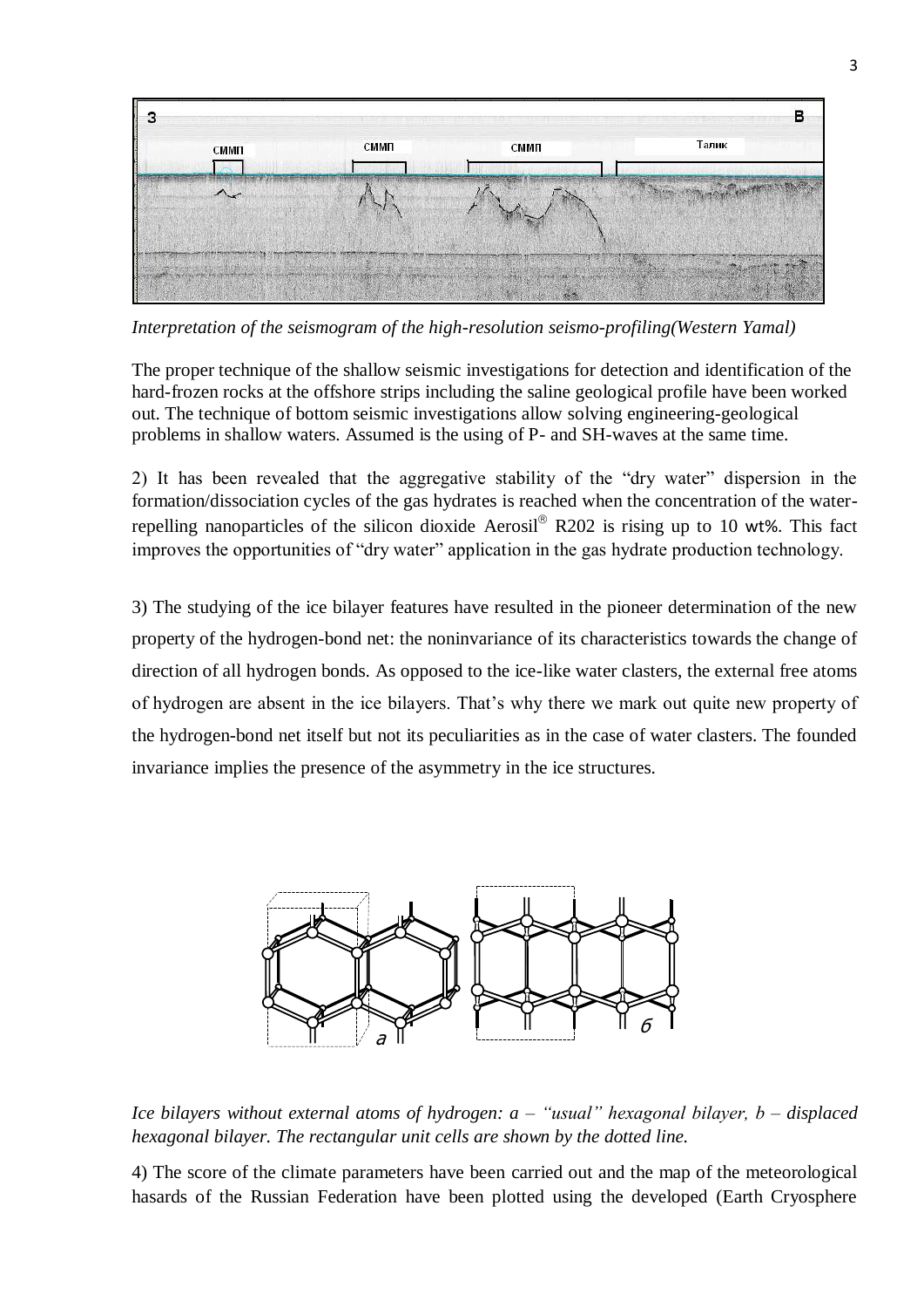*Interpretation of the seismogram of the high-resolution seismo-profiling(Western Yamal)*

The proper technique of the shallow seismic investigations for detection and identification of the hard-frozen rocks at the offshore strips including the saline geological profile have been worked out. The technique of bottom seismic investigations allow solving engineering-geological problems in shallow waters. Assumed is the using of P- and SH-waves at the same time.

2) It has been revealed that the aggregative stability of the "dry water" dispersion in the formation/dissociation cycles of the gas hydrates is reached when the concentration of the water-repelling nanoparticles of the silicon dioxide Aerosil® R202 is rising up to 10 wt%. This fact improves the opportunities of "dry water" application in the gas hydrate production technology.

3) The studying of the ice bilayer features have resulted in the pioneer determination of the new property of the hydrogen-bond net: the noninvariance of its characteristics towards the change of direction of all hydrogen bonds. As opposed to the ice-like water clasters, the external free atoms of hydrogen are absent in the ice bilayers. That's why there we mark out quite new property of the hydrogen-bond net itself but not its peculiarities as in the case of water clasters. The founded invariance implies the presence of the asymmetry in the ice structures.

*Ice bilayers without external atoms of hydrogen: a – "usual" hexagonal bilayer, b – displaced hexagonal bilayer. The rectangular unit cells are shown by the dotted line.*

4) The score of the climate parameters have been carried out and the map of the meteorological hasards of the Russian Federation have been plotted using the developed (Earth Cryosphere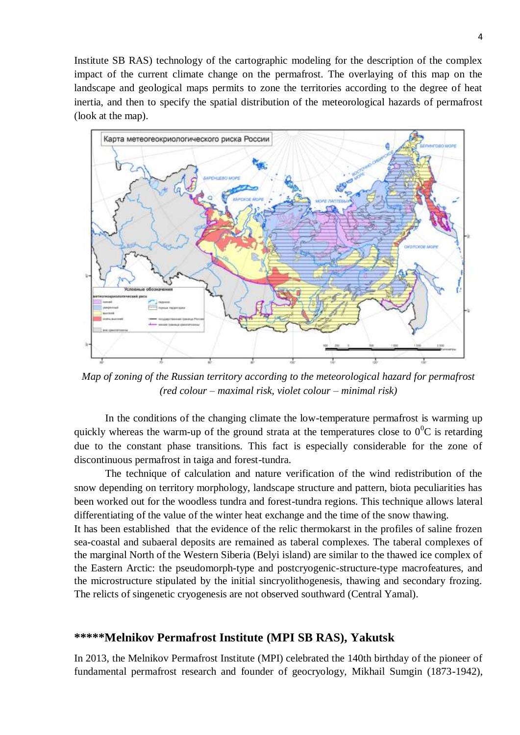Institute SB RAS) technology of the cartographic modeling for the description of the complex impact of the current climate change on the permafrost. The overlaying of this map on the landscape and geological maps permits to zone the territories according to the degree of heat inertia, and then to specify the spatial distribution of the meteorological hazards of permafrost (look at the map).

*Map of zoning of the Russian territory according to the meteorological hazard for permafrost (red colour – maximal risk, violet colour – minimal risk)*

In the conditions of the changing climate the low-temperature permafrost is warming up quickly whereas the warm-up of the ground strata at the temperatures close to $0^0$C is retarding due to the constant phase transitions. This fact is especially considerable for the zone of discontinuous permafrost in taiga and forest-tundra.

The technique of calculation and nature verification of the wind redistribution of the snow depending on territory morphology, landscape structure and pattern, biota peculiarities has been worked out for the woodless tundra and forest-tundra regions. This technique allows lateral differentiating of the value of the winter heat exchange and the time of the snow thawing.

It has been established that the evidence of the relic thermokarst in the profiles of saline frozen sea-coastal and subaerial deposits are remained as taberal complexes. The taberal complexes of the marginal North of the Western Siberia (Belyi island) are similar to the thawed ice complex of the Eastern Arctic: the pseudomorph-type and postcryogenic-structure-type macrofeatures, and the microstructure stipulated by the initial sincryolithogenesis, thawing and secondary frozing. The relicts of singenetic cryogenesis are not observed southward (Central Yamal).

## *****Melnikov Permafrost Institute (MPI SB RAS), Yakutsk

In 2013, the Melnikov Permafrost Institute (MPI) celebrated the 140th birthday of the pioneer of fundamental permafrost research and founder of geocryology, Mikhail Sumgin (1873-1942),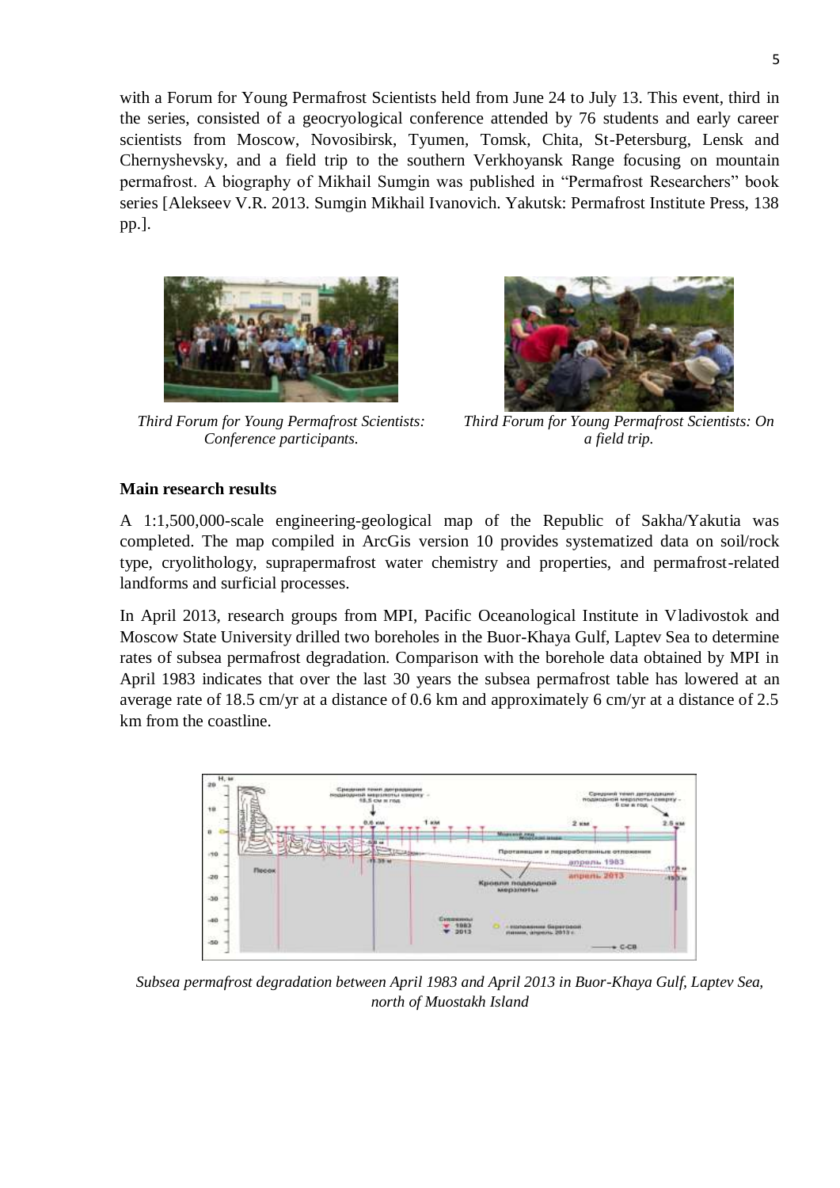with a Forum for Young Permafrost Scientists held from June 24 to July 13. This event, third in the series, consisted of a geocryological conference attended by 76 students and early career scientists from Moscow, Novosibirsk, Tyumen, Tomsk, Chita, St-Petersburg, Lensk and Chernyshevsky, and a field trip to the southern Verkhoyansk Range focusing on mountain permafrost. A biography of Mikhail Sumgin was published in "Permafrost Researchers" book series [Alekseev V.R. 2013. Sumgin Mikhail Ivanovich. Yakutsk: Permafrost Institute Press, 138 pp.].

*Third Forum for Young Permafrost Scientists: Conference participants.*

*Third Forum for Young Permafrost Scientists: On a field trip.*

## Main research results

A 1:1,500,000-scale engineering-geological map of the Republic of Sakha/Yakutia was completed. The map compiled in ArcGis version 10 provides systematized data on soil/rock type, cryolithology, suprapermafrost water chemistry and properties, and permafrost-related landforms and surficial processes.

In April 2013, research groups from MPI, Pacific Oceanological Institute in Vladivostok and Moscow State University drilled two boreholes in the Buor-Khaya Gulf, Laptev Sea to determine rates of subsea permafrost degradation. Comparison with the borehole data obtained by MPI in April 1983 indicates that over the last 30 years the subsea permafrost table has lowered at an average rate of 18.5 cm/yr at a distance of 0.6 km and approximately 6 cm/yr at a distance of 2.5 km from the coastline.

*Subsea permafrost degradation between April 1983 and April 2013 in Buor-Khaya Gulf, Laptev Sea, north of Muostakh Island*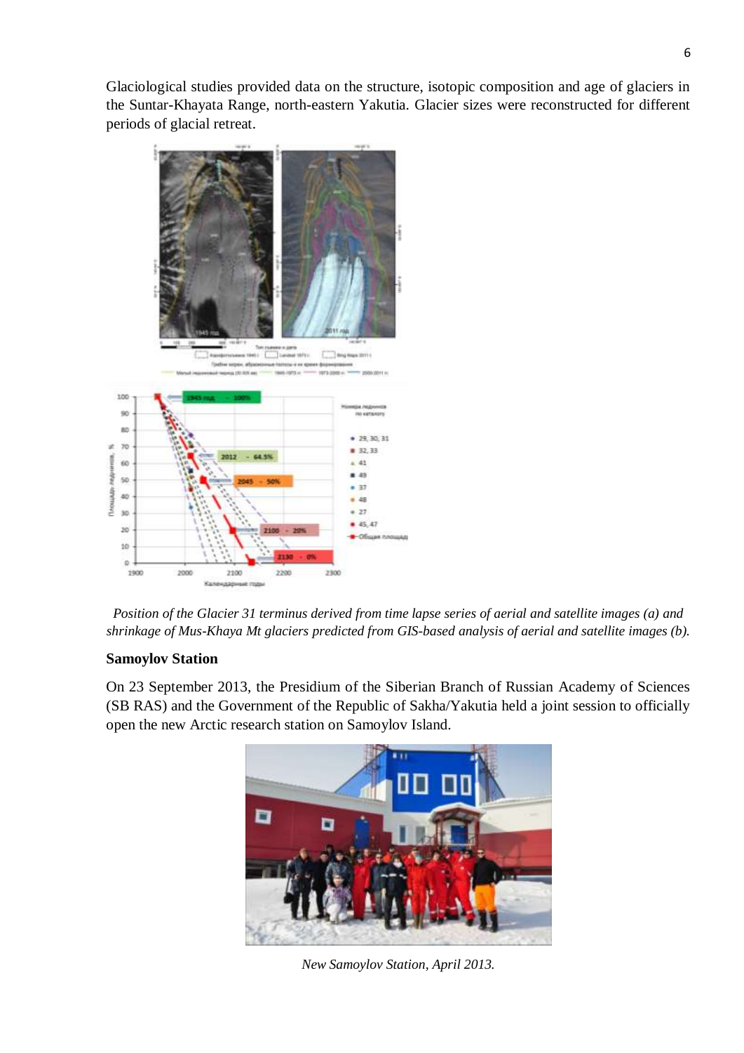Glaciological studies provided data on the structure, isotopic composition and age of glaciers in the Suntar-Khayata Range, north-eastern Yakutia. Glacier sizes were reconstructed for different periods of glacial retreat.

*Position of the Glacier 31 terminus derived from time lapse series of aerial and satellite images (a) and shrinkage of Mus-Khaya Mt glaciers predicted from GIS-based analysis of aerial and satellite images (b).*

### Samoylov Station

On 23 September 2013, the Presidium of the Siberian Branch of Russian Academy of Sciences (SB RAS) and the Government of the Republic of Sakha/Yakutia held a joint session to officially open the new Arctic research station on Samoylov Island.

*New Samoylov Station, April 2013.*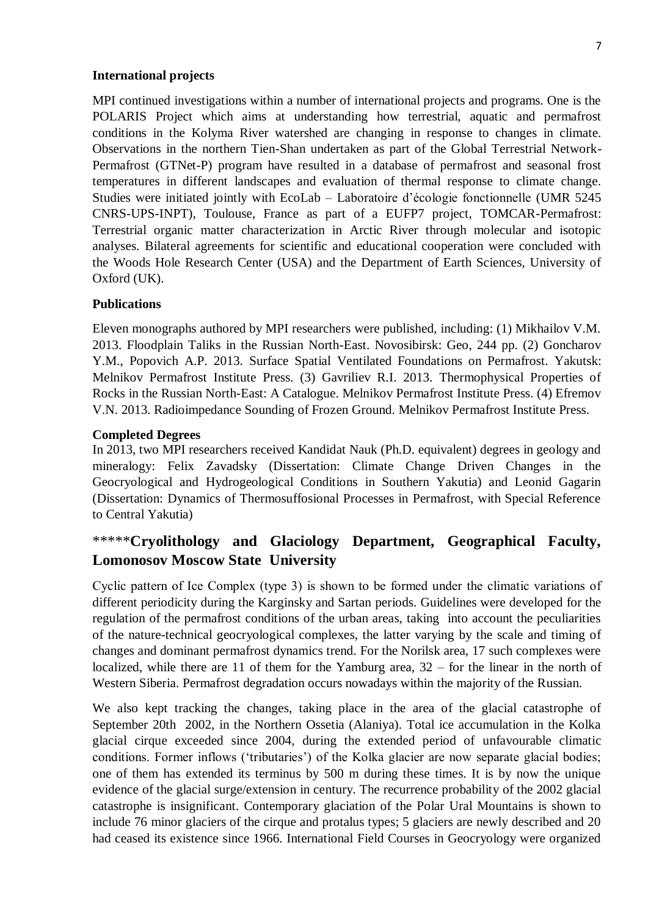**International projects**

MPI continued investigations within a number of international projects and programs. One is the POLARIS Project which aims at understanding how terrestrial, aquatic and permafrost conditions in the Kolyma River watershed are changing in response to changes in climate. Observations in the northern Tien-Shan undertaken as part of the Global Terrestrial Network-Permafrost (GTNet-P) program have resulted in a database of permafrost and seasonal frost temperatures in different landscapes and evaluation of thermal response to climate change. Studies were initiated jointly with EcoLab – Laboratoire d'écologie fonctionnelle (UMR 5245 CNRS-UPS-INPT), Toulouse, France as part of a EUFP7 project, TOMCAR-Permafrost: Terrestrial organic matter characterization in Arctic River through molecular and isotopic analyses. Bilateral agreements for scientific and educational cooperation were concluded with the Woods Hole Research Center (USA) and the Department of Earth Sciences, University of Oxford (UK).

**Publications**

Eleven monographs authored by MPI researchers were published, including: (1) Mikhailov V.M. 2013. Floodplain Taliks in the Russian North-East. Novosibirsk: Geo, 244 pp. (2) Goncharov Y.M., Popovich A.P. 2013. Surface Spatial Ventilated Foundations on Permafrost. Yakutsk: Melnikov Permafrost Institute Press. (3) Gavriliev R.I. 2013. Thermophysical Properties of Rocks in the Russian North-East: A Catalogue. Melnikov Permafrost Institute Press. (4) Efremov V.N. 2013. Radioimpedance Sounding of Frozen Ground. Melnikov Permafrost Institute Press.

**Completed Degrees**

In 2013, two MPI researchers received Kandidat Nauk (Ph.D. equivalent) degrees in geology and mineralogy: Felix Zavadsky (Dissertation: Climate Change Driven Changes in the Geocryological and Hydrogeological Conditions in Southern Yakutia) and Leonid Gagarin (Dissertation: Dynamics of Thermosuffosional Processes in Permafrost, with Special Reference to Central Yakutia)

## *****Cryolithology and Glaciology Department, Geographical Faculty, Lomonosov Moscow State University

Cyclic pattern of Ice Complex (type 3) is shown to be formed under the climatic variations of different periodicity during the Karginsky and Sartan periods. Guidelines were developed for the regulation of the permafrost conditions of the urban areas, taking into account the peculiarities of the nature-technical geocryological complexes, the latter varying by the scale and timing of changes and dominant permafrost dynamics trend. For the Norilsk area, 17 such complexes were localized, while there are 11 of them for the Yamburg area, 32 – for the linear in the north of Western Siberia. Permafrost degradation occurs nowadays within the majority of the Russian.

We also kept tracking the changes, taking place in the area of the glacial catastrophe of September 20th 2002, in the Northern Ossetia (Alaniya). Total ice accumulation in the Kolka glacial cirque exceeded since 2004, during the extended period of unfavourable climatic conditions. Former inflows ('tributaries') of the Kolka glacier are now separate glacial bodies; one of them has extended its terminus by 500 m during these times. It is by now the unique evidence of the glacial surge/extension in century. The recurrence probability of the 2002 glacial catastrophe is insignificant. Contemporary glaciation of the Polar Ural Mountains is shown to include 76 minor glaciers of the cirque and protalus types; 5 glaciers are newly described and 20 had ceased its existence since 1966. International Field Courses in Geocryology were organized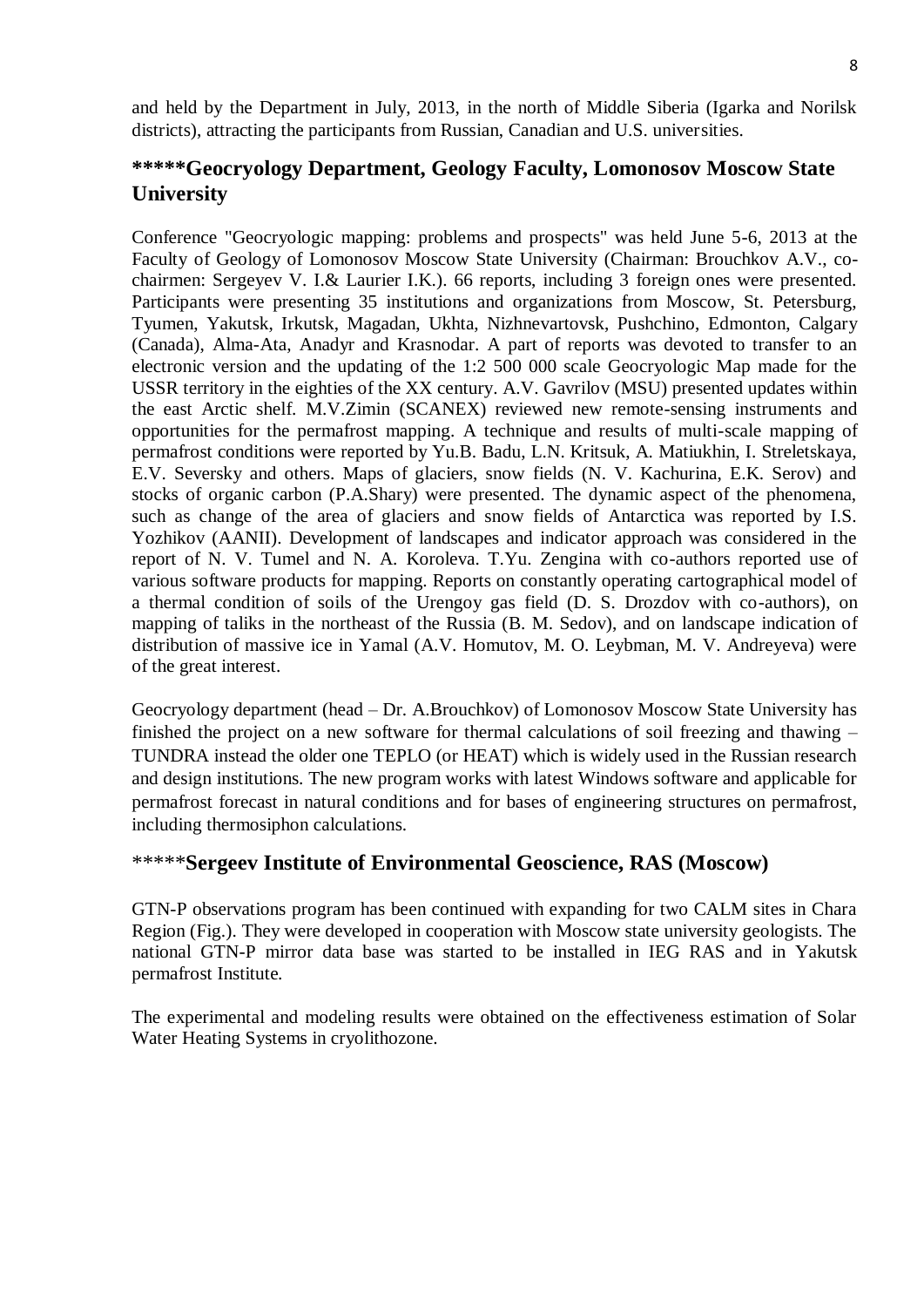and held by the Department in July, 2013, in the north of Middle Siberia (Igarka and Norilsk districts), attracting the participants from Russian, Canadian and U.S. universities.

## *****Geocryology Department, Geology Faculty, Lomonosov Moscow State University

Conference "Geocryologic mapping: problems and prospects" was held June 5-6, 2013 at the Faculty of Geology of Lomonosov Moscow State University (Chairman: Brouchkov A.V., co-chairmen: Sergeyev V. I.& Laurier I.K.). 66 reports, including 3 foreign ones were presented. Participants were presenting 35 institutions and organizations from Moscow, St. Petersburg, Tyumen, Yakutsk, Irkutsk, Magadan, Ukhta, Nizhnevartovsk, Pushchino, Edmonton, Calgary (Canada), Alma-Ata, Anadyr and Krasnodar. A part of reports was devoted to transfer to an electronic version and the updating of the 1:2 500 000 scale Geocryologic Map made for the USSR territory in the eighties of the XX century. A.V. Gavrilov (MSU) presented updates within the east Arctic shelf. M.V.Zimin (SCANEX) reviewed new remote-sensing instruments and opportunities for the permafrost mapping. A technique and results of multi-scale mapping of permafrost conditions were reported by Yu.B. Badu, L.N. Kritsuk, A. Matiukhin, I. Streletskaya, E.V. Seversky and others. Maps of glaciers, snow fields (N. V. Kachurina, E.K. Serov) and stocks of organic carbon (P.A.Shary) were presented. The dynamic aspect of the phenomena, such as change of the area of glaciers and snow fields of Antarctica was reported by I.S. Yozhikov (AANII). Development of landscapes and indicator approach was considered in the report of N. V. Tumel and N. A. Koroleva. T.Yu. Zengina with co-authors reported use of various software products for mapping. Reports on constantly operating cartographical model of a thermal condition of soils of the Urengoy gas field (D. S. Drozdov with co-authors), on mapping of taliks in the northeast of the Russia (B. M. Sedov), and on landscape indication of distribution of massive ice in Yamal (A.V. Homutov, M. O. Leybman, M. V. Andreyeva) were of the great interest.

Geocryology department (head – Dr. A.Brouchkov) of Lomonosov Moscow State University has finished the project on a new software for thermal calculations of soil freezing and thawing – TUNDRA instead the older one TEPLO (or HEAT) which is widely used in the Russian research and design institutions. The new program works with latest Windows software and applicable for permafrost forecast in natural conditions and for bases of engineering structures on permafrost, including thermosiphon calculations.

## *****Sergeev Institute of Environmental Geoscience, RAS (Moscow)

GTN-P observations program has been continued with expanding for two CALM sites in Chara Region (Fig.). They were developed in cooperation with Moscow state university geologists. The national GTN-P mirror data base was started to be installed in IEG RAS and in Yakutsk permafrost Institute.

The experimental and modeling results were obtained on the effectiveness estimation of Solar Water Heating Systems in cryolithozone.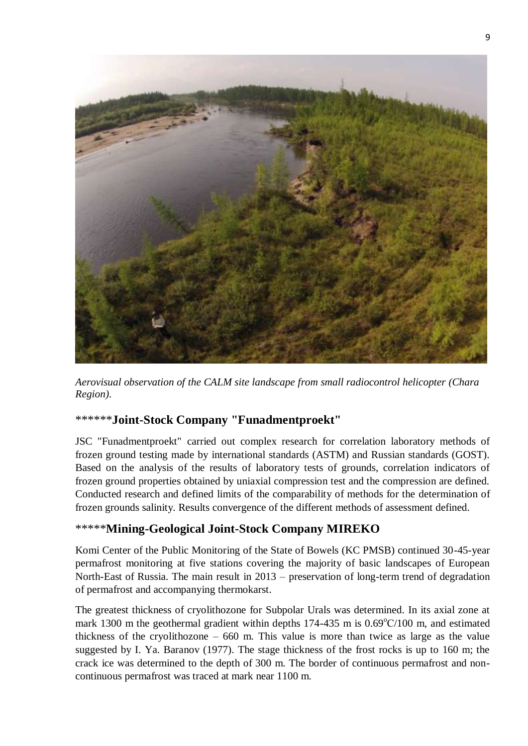*Aerovisual observation of the CALM site landscape from small radiocontrol helicopter (Chara Region).*

## ******Joint-Stock Company "Funadmentproekt"

JSC "Funadmentproekt" carried out complex research for correlation laboratory methods of frozen ground testing made by international standards (ASTM) and Russian standards (GOST). Based on the analysis of the results of laboratory tests of grounds, correlation indicators of frozen ground properties obtained by uniaxial compression test and the compression are defined. Conducted research and defined limits of the comparability of methods for the determination of frozen grounds salinity. Results convergence of the different methods of assessment defined.

## *****Mining-Geological Joint-Stock Company MIREKO

Komi Center of the Public Monitoring of the State of Bowels (KC PMSB) continued 30-45-year permafrost monitoring at five stations covering the majority of basic landscapes of European North-East of Russia. The main result in 2013 – preservation of long-term trend of degradation of permafrost and accompanying thermokarst.

The greatest thickness of cryolithozone for Subpolar Urals was determined. In its axial zone at mark 1300 m the geothermal gradient within depths 174-435 m is 0.69°C/100 m, and estimated thickness of the cryolithozone – 660 m. This value is more than twice as large as the value suggested by I. Ya. Baranov (1977). The stage thickness of the frost rocks is up to 160 m; the crack ice was determined to the depth of 300 m. The border of continuous permafrost and non-continuous permafrost was traced at mark near 1100 m.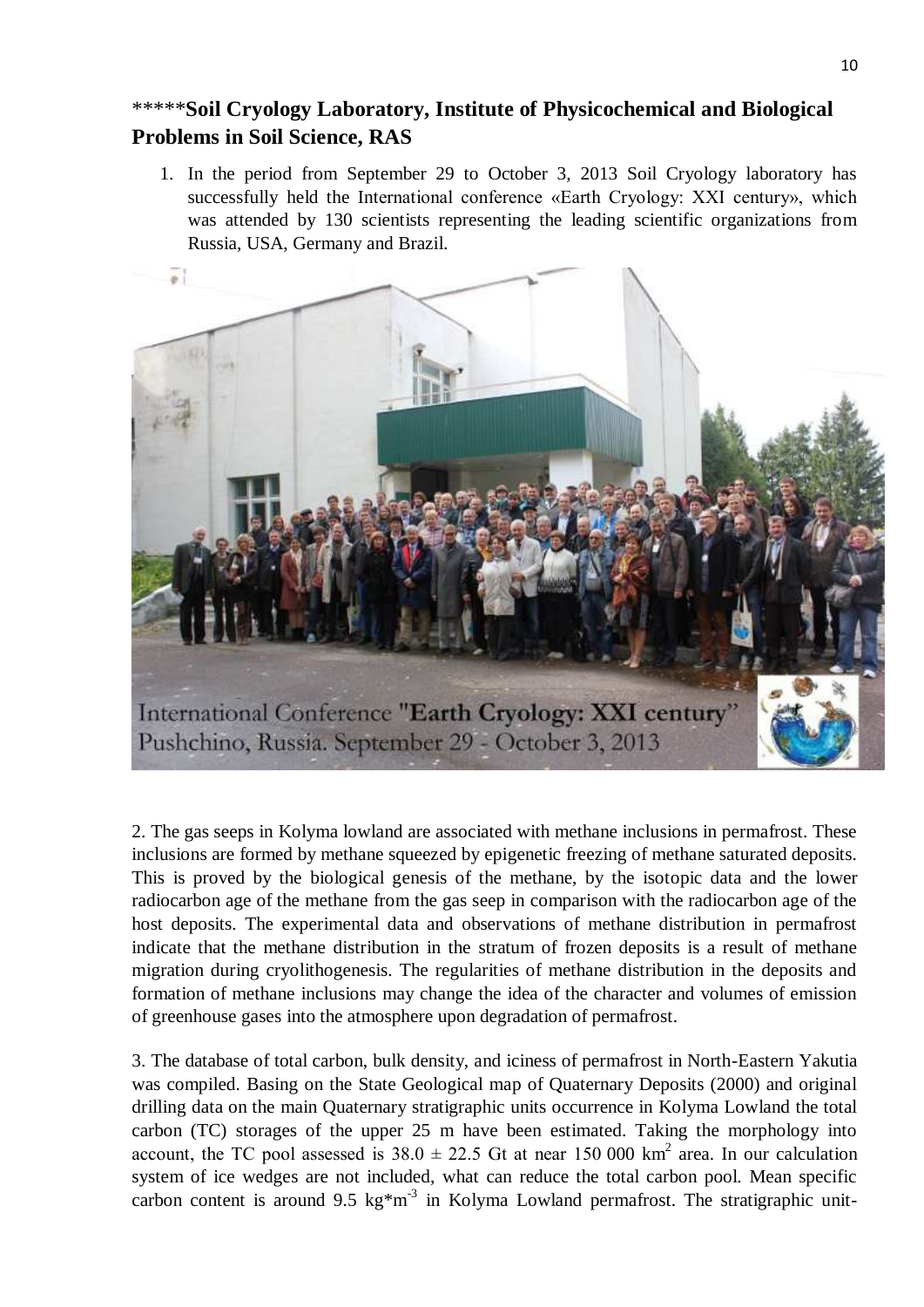## *****Soil Cryology Laboratory, Institute of Physicochemical and Biological Problems in Soil Science, RAS

1. In the period from September 29 to October 3, 2013 Soil Cryology laboratory has successfully held the International conference «Earth Cryology: XXI century», which was attended by 130 scientists representing the leading scientific organizations from Russia, USA, Germany and Brazil.

International Conference "Earth Cryology: XXI century"
Pushchino, Russia. September 29 - October 3, 2013

2. The gas seeps in Kolyma lowland are associated with methane inclusions in permafrost. These inclusions are formed by methane squeezed by epigenetic freezing of methane saturated deposits. This is proved by the biological genesis of the methane, by the isotopic data and the lower radiocarbon age of the methane from the gas seep in comparison with the radiocarbon age of the host deposits. The experimental data and observations of methane distribution in permafrost indicate that the methane distribution in the stratum of frozen deposits is a result of methane migration during cryolithogenesis. The regularities of methane distribution in the deposits and formation of methane inclusions may change the idea of the character and volumes of emission of greenhouse gases into the atmosphere upon degradation of permafrost.

3. The database of total carbon, bulk density, and iciness of permafrost in North-Eastern Yakutia was compiled. Basing on the State Geological map of Quaternary Deposits (2000) and original drilling data on the main Quaternary stratigraphic units occurrence in Kolyma Lowland the total carbon (TC) storages of the upper 25 m have been estimated. Taking the morphology into account, the TC pool assessed is $38.0 \pm 22.5$ Gt at near 150 000 $km^2$ area. In our calculation system of ice wedges are not included, what can reduce the total carbon pool. Mean specific carbon content is around 9.5 $kg{*}m^{-3}$ in Kolyma Lowland permafrost. The stratigraphic unit-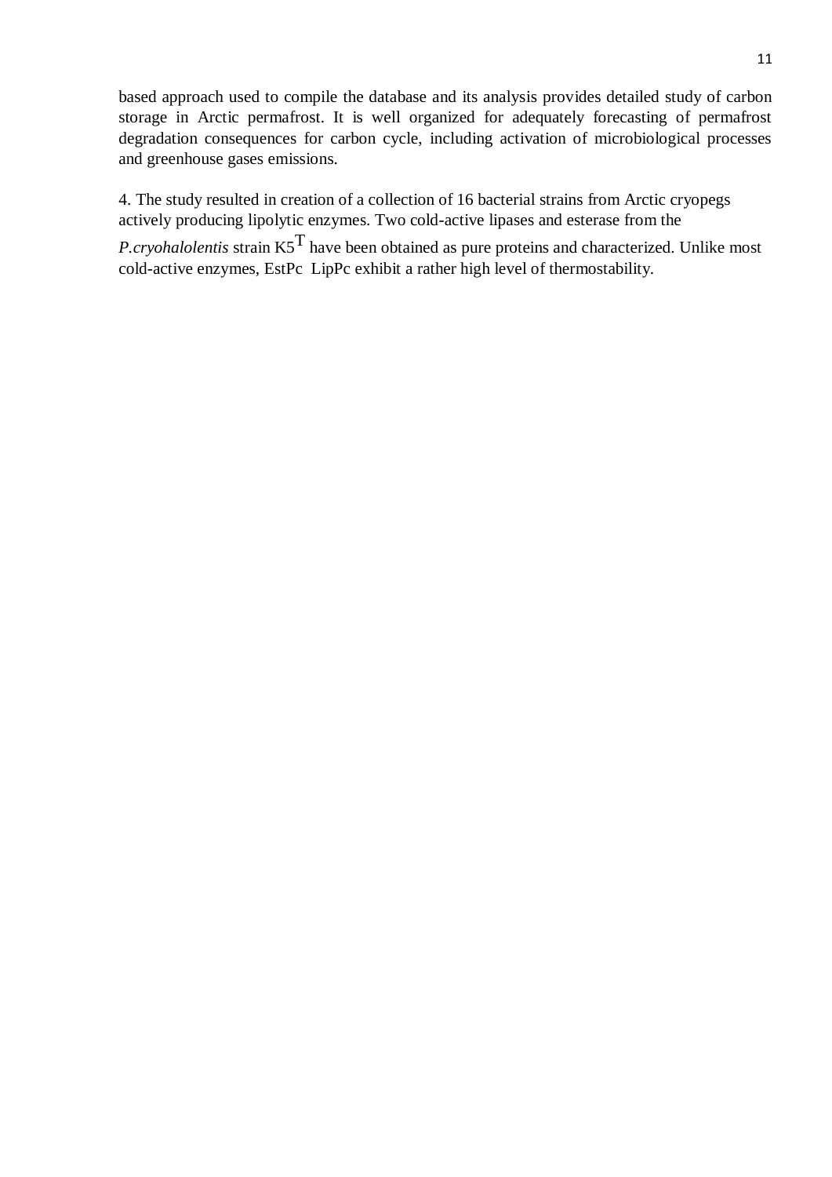based approach used to compile the database and its analysis provides detailed study of carbon storage in Arctic permafrost. It is well organized for adequately forecasting of permafrost degradation consequences for carbon cycle, including activation of microbiological processes and greenhouse gases emissions.

4. The study resulted in creation of a collection of 16 bacterial strains from Arctic cryopegs actively producing lipolytic enzymes. Two cold-active lipases and esterase from the *P.cryohalolentis* strain K5[T] have been obtained as pure proteins and characterized. Unlike most cold-active enzymes, EstPc  LipPc exhibit a rather high level of thermostability.